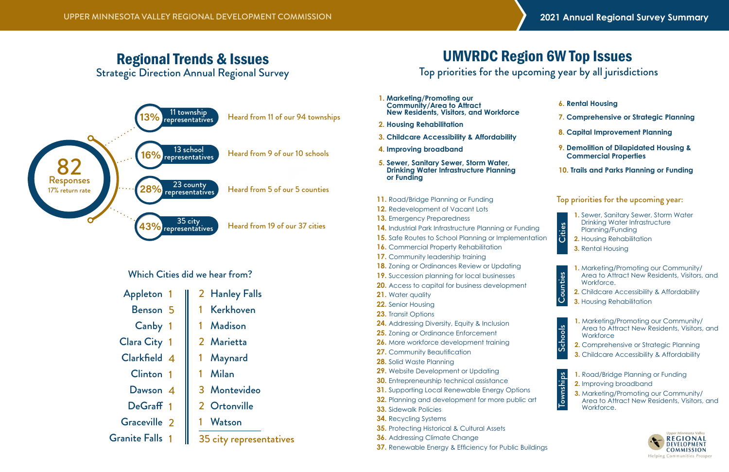UPPER MINNESOTA VALLEY REGIONAL DEVELOPMENT COMMISSION

**2021 Annual Regional Survey Summary**

# Regional Trends & Issues

Strategic Direction Annual Regional Survey

**82** Responses
17% return rate

| % | Representatives | |
|---|---|---|
| 13% | 11 township representatives | Heard from 11 of our 94 townships |
| 16% | 13 school representatives | Heard from 9 of our 10 schools |
| 28% | 23 county representatives | Heard from 5 of our 5 counties |
| 43% | 35 city representatives | Heard from 19 of our 37 cities |

## Which Cities did we hear from?

| City | # | City | # |
|---|---|---|---|
| Appleton | 1 | Hanley Falls | 2 |
| Benson | 5 | Kerkhoven | 1 |
| Canby | 1 | Madison | 1 |
| Clara City | 1 | Marietta | 2 |
| Clarkfield | 4 | Maynard | 1 |
| Clinton | 1 | Milan | 1 |
| Dawson | 4 | Montevideo | 3 |
| DeGraff | 1 | Ortonville | 2 |
| Graceville | 2 | Watson | 1 |
| Granite Falls | 1 | | |

35 city representatives

# UMVRDC Region 6W Top Issues

Top priorities for the upcoming year by all jurisdictions

1. **Marketing/Promoting our Community/Area to Attract New Residents, Visitors, and Workforce**
2. **Housing Rehabilitation**
3. **Childcare Accessibility & Affordability**
4. **Improving broadband**
5. **Sewer, Sanitary Sewer, Storm Water, Drinking Water Infrastructure Planning or Funding**
6. **Rental Housing**
7. **Comprehensive or Strategic Planning**
8. **Capital Improvement Planning**
9. **Demolition of Dilapidated Housing & Commercial Properties**
10. **Trails and Parks Planning or Funding**
11. Road/Bridge Planning or Funding
12. Redevelopment of Vacant Lots
13. Emergency Preparedness
14. Industrial Park Infrastructure Planning or Funding
15. Safe Routes to School Planning or Implementation
16. Commercial Property Rehabilitation
17. Community leadership training
18. Zoning or Ordinances Review or Updating
19. Succession planning for local businesses
20. Access to capital for business development
21. Water quality
22. Senior Housing
23. Transit Options
24. Addressing Diversity, Equity & Inclusion
25. Zoning or Ordinance Enforcement
26. More workforce development training
27. Community Beautification
28. Solid Waste Planning
29. Website Development or Updating
30. Entrepreneurship technical assistance
31. Supporting Local Renewable Energy Options
32. Planning and development for more public art
33. Sidewalk Policies
34. Recycling Systems
35. Protecting Historical & Cultural Assets
36. Addressing Climate Change
37. Renewable Energy & Efficiency for Public Buildings

## Top priorities for the upcoming year:

**Cities**

1. Sewer, Sanitary Sewer, Storm Water Drinking Water Infrastructure Planning/Funding
2. Housing Rehabilitation
3. Rental Housing

**Counties**

1. Marketing/Promoting our Community/Area to Attract New Residents, Visitors, and Workforce.
2. Childcare Accessibility & Affordability
3. Housing Rehabilitation

**Schools**

1. Marketing/Promoting our Community/Area to Attract New Residents, Visitors, and Workforce
2. Comprehensive or Strategic Planning
3. Childcare Accessibility & Affordability

**Townships**

1. Road/Bridge Planning or Funding
2. Improving broadband
3. Marketing/Promoting our Community/Area to Attract New Residents, Visitors, and Workforce.

Upper Minnesota Valley REGIONAL DEVELOPMENT COMMISSION
Helping Communities Prosper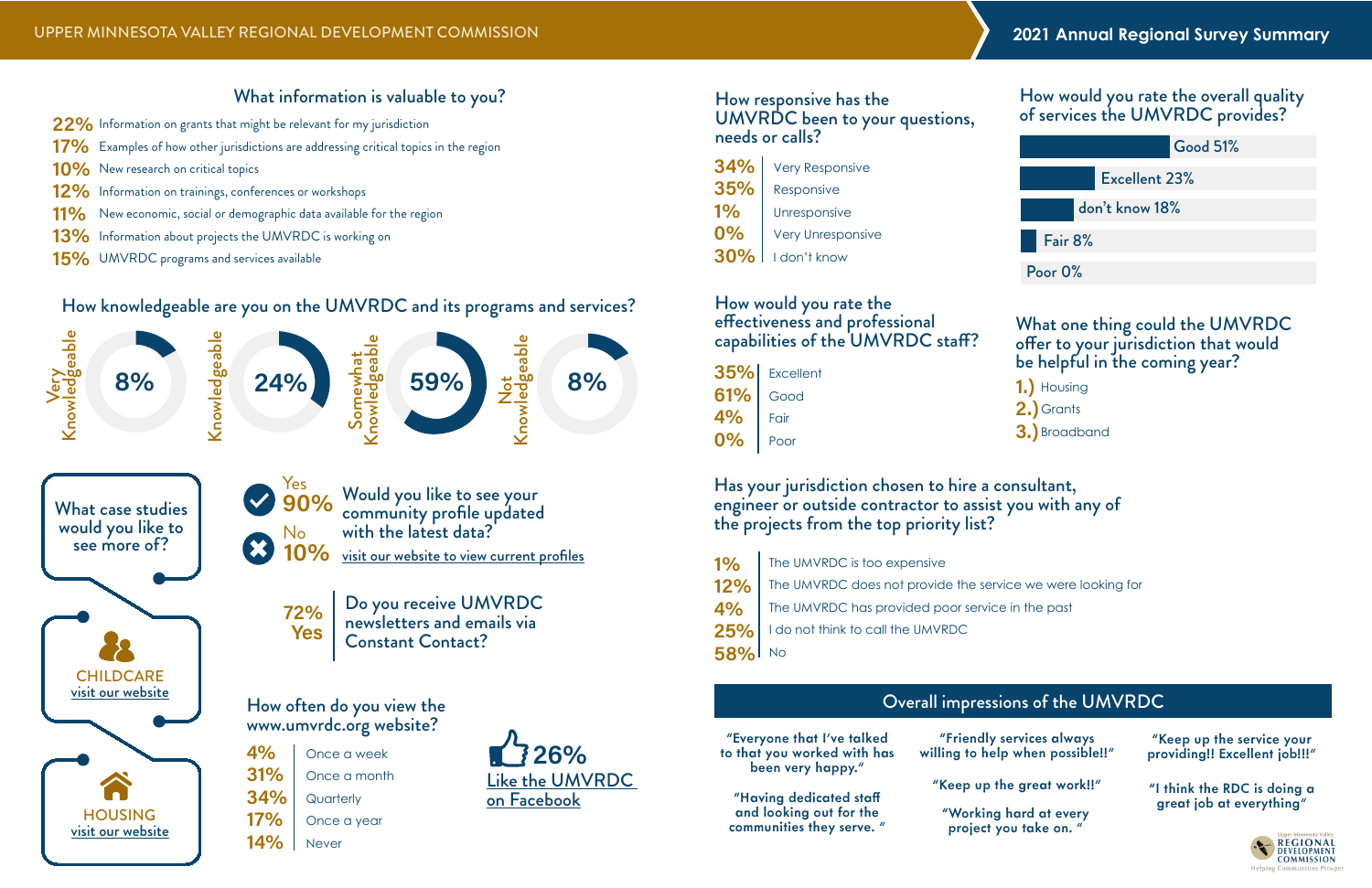UPPER MINNESOTA VALLEY REGIONAL DEVELOPMENT COMMISSION

# 2021 Annual Regional Survey Summary

## What information is valuable to you?

- **22%** Information on grants that might be relevant for my jurisdiction
- **17%** Examples of how other jurisdictions are addressing critical topics in the region
- **10%** New research on critical topics
- **12%** Information on trainings, conferences or workshops
- **11%** New economic, social or demographic data available for the region
- **13%** Information about projects the UMVRDC is working on
- **15%** UMVRDC programs and services available

## How knowledgeable are you on the UMVRDC and its programs and services?

Very Knowledgeable 8%
Knowledgeable 24%
Somewhat Knowledgeable 59%
Not Knowledgeable 8%

## What case studies would you like to see more of?

CHILDCARE
visit our website

HOUSING
visit our website

## Would you like to see your community profile updated with the latest data?

Yes **90%**
No **10%**

visit our website to view current profiles

## Do you receive UMVRDC newsletters and emails via Constant Contact?

**72% Yes**

## How often do you view the www.umvrdc.org website?

- **4%** Once a week
- **31%** Once a month
- **34%** Quarterly
- **17%** Once a year
- **14%** Never

**26%** Like the UMVRDC on Facebook

## How responsive has the UMVRDC been to your questions, needs or calls?

- **34%** Very Responsive
- **35%** Responsive
- **1%** Unresponsive
- **0%** Very Unresponsive
- **30%** I don't know

## How would you rate the overall quality of services the UMVRDC provides?

Good 51%
Excellent 23%
don't know 18%
Fair 8%
Poor 0%

## How would you rate the effectiveness and professional capabilities of the UMVRDC staff?

- **35%** Excellent
- **61%** Good
- **4%** Fair
- **0%** Poor

## What one thing could the UMVRDC offer to your jurisdiction that would be helpful in the coming year?

1. Housing
2. Grants
3. Broadband

## Has your jurisdiction chosen to hire a consultant, engineer or outside contractor to assist you with any of the projects from the top priority list?

- **1%** The UMVRDC is too expensive
- **12%** The UMVRDC does not provide the service we were looking for
- **4%** The UMVRDC has provided poor service in the past
- **25%** I do not think to call the UMVRDC
- **58%** No

## Overall impressions of the UMVRDC

"Everyone that I've talked to that you worked with has been very happy."

"Having dedicated staff and looking out for the communities they serve."

"Friendly services always willing to help when possible!!"

"Keep up the great work!!"

"Working hard at every project you take on."

"Keep up the service your providing!! Excellent job!!!"

"I think the RDC is doing a great job at everything"

Upper Minnesota Valley REGIONAL DEVELOPMENT COMMISSION
Helping Communities Prosper